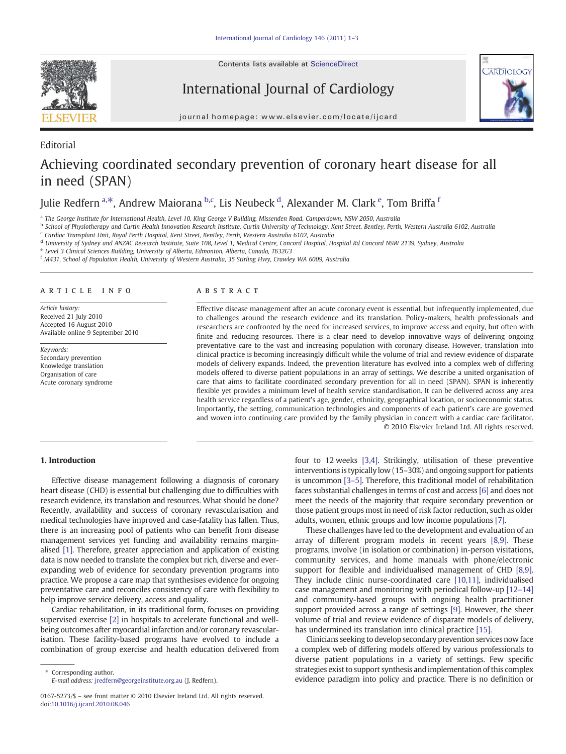Editorial

# Achieving coordinated secondary prevention of coronary heart disease for all in need (SPAN)

Julie Redfern [a,*], Andrew Maiorana [b,c], Lis Neubeck [d], Alexander M. Clark [e], Tom Briffa [f]

[a] The George Institute for International Health, Level 10, King George V Building, Missenden Road, Camperdown, NSW 2050, Australia
[b] School of Physiotherapy and Curtin Health Innovation Research Institute, Curtin University of Technology, Kent Street, Bentley, Perth, Western Australia 6102, Australia
[c] Cardiac Transplant Unit, Royal Perth Hospital, Kent Street, Bentley, Perth, Western Australia 6102, Australia
[d] University of Sydney and ANZAC Research Institute, Suite 108, Level 1, Medical Centre, Concord Hospital, Hospital Rd Concord NSW 2139, Sydney, Australia
[e] Level 3 Clinical Sciences Building, University of Alberta, Edmonton, Alberta, Canada, T632G3
[f] M431, School of Population Health, University of Western Australia, 35 Stirling Hwy, Crawley WA 6009, Australia

## ARTICLE INFO

*Article history:*
Received 21 July 2010
Accepted 16 August 2010
Available online 9 September 2010

*Keywords:*
Secondary prevention
Knowledge translation
Organisation of care
Acute coronary syndrome

## ABSTRACT

Effective disease management after an acute coronary event is essential, but infrequently implemented, due to challenges around the research evidence and its translation. Policy-makers, health professionals and researchers are confronted by the need for increased services, to improve access and equity, but often with finite and reducing resources. There is a clear need to develop innovative ways of delivering ongoing preventative care to the vast and increasing population with coronary disease. However, translation into clinical practice is becoming increasingly difficult while the volume of trial and review evidence of disparate models of delivery expands. Indeed, the prevention literature has evolved into a complex web of differing models offered to diverse patient populations in an array of settings. We describe a united organisation of care that aims to facilitate coordinated secondary prevention for all in need (SPAN). SPAN is inherently flexible yet provides a minimum level of health service standardisation. It can be delivered across any area health service regardless of a patient's age, gender, ethnicity, geographical location, or socioeconomic status. Importantly, the setting, communication technologies and components of each patient's care are governed and woven into continuing care provided by the family physician in concert with a cardiac care facilitator.

© 2010 Elsevier Ireland Ltd. All rights reserved.

## 1. Introduction

Effective disease management following a diagnosis of coronary heart disease (CHD) is essential but challenging due to difficulties with research evidence, its translation and resources. What should be done? Recently, availability and success of coronary revascularisation and medical technologies have improved and case-fatality has fallen. Thus, there is an increasing pool of patients who can benefit from disease management services yet funding and availability remains marginalised [1]. Therefore, greater appreciation and application of existing data is now needed to translate the complex but rich, diverse and ever-expanding web of evidence for secondary prevention programs into practice. We propose a care map that synthesises evidence for ongoing preventative care and reconciles consistency of care with flexibility to help improve service delivery, access and quality.

Cardiac rehabilitation, in its traditional form, focuses on providing supervised exercise [2] in hospitals to accelerate functional and well-being outcomes after myocardial infarction and/or coronary revascularisation. These facility-based programs have evolved to include a combination of group exercise and health education delivered from four to 12 weeks [3,4]. Strikingly, utilisation of these preventive interventions is typically low (15–30%) and ongoing support for patients is uncommon [3–5]. Therefore, this traditional model of rehabilitation faces substantial challenges in terms of cost and access [6] and does not meet the needs of the majority that require secondary prevention or those patient groups most in need of risk factor reduction, such as older adults, women, ethnic groups and low income populations [7].

These challenges have led to the development and evaluation of an array of different program models in recent years [8,9]. These programs, involve (in isolation or combination) in-person visitations, community services, and home manuals with phone/electronic support for flexible and individualised management of CHD [8,9]. They include clinic nurse-coordinated care [10,11], individualised case management and monitoring with periodical follow-up [12–14] and community-based groups with ongoing health practitioner support provided across a range of settings [9]. However, the sheer volume of trial and review evidence of disparate models of delivery, has undermined its translation into clinical practice [15].

Clinicians seeking to develop secondary prevention services now face a complex web of differing models offered by various professionals to diverse patient populations in a variety of settings. Few specific strategies exist to support synthesis and implementation of this complex evidence paradigm into policy and practice. There is no definition or

\* Corresponding author.
*E-mail address:* jredfern@georgeinstitute.org.au (J. Redfern).

0167-5273/$ – see front matter © 2010 Elsevier Ireland Ltd. All rights reserved.
doi:10.1016/j.ijcard.2010.08.046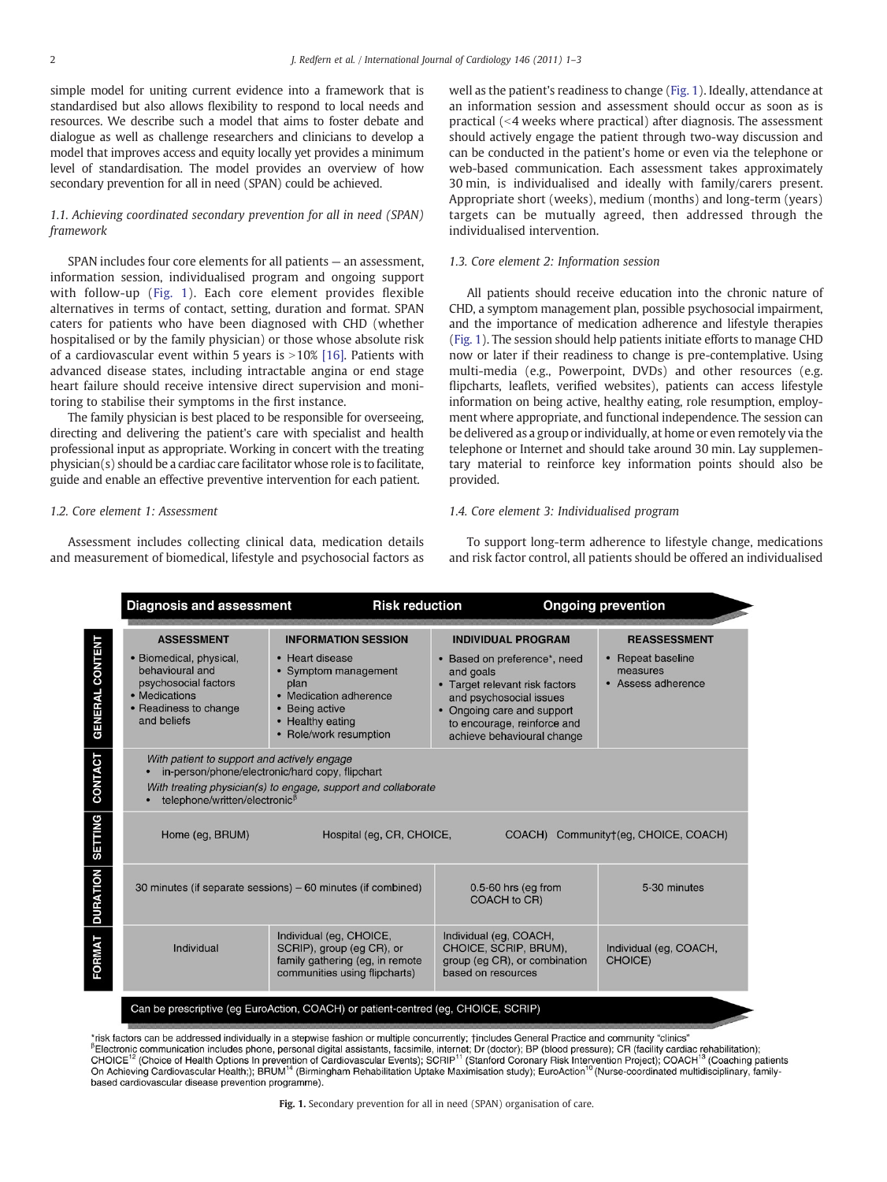simple model for uniting current evidence into a framework that is standardised but also allows flexibility to respond to local needs and resources. We describe such a model that aims to foster debate and dialogue as well as challenge researchers and clinicians to develop a model that improves access and equity locally yet provides a minimum level of standardisation. The model provides an overview of how secondary prevention for all in need (SPAN) could be achieved.

### *1.1. Achieving coordinated secondary prevention for all in need (SPAN) framework*

SPAN includes four core elements for all patients — an assessment, information session, individualised program and ongoing support with follow-up (Fig. 1). Each core element provides flexible alternatives in terms of contact, setting, duration and format. SPAN caters for patients who have been diagnosed with CHD (whether hospitalised or by the family physician) or those whose absolute risk of a cardiovascular event within 5 years is >10% [16]. Patients with advanced disease states, including intractable angina or end stage heart failure should receive intensive direct supervision and monitoring to stabilise their symptoms in the first instance.

The family physician is best placed to be responsible for overseeing, directing and delivering the patient's care with specialist and health professional input as appropriate. Working in concert with the treating physician(s) should be a cardiac care facilitator whose role is to facilitate, guide and enable an effective preventive intervention for each patient.

### *1.2. Core element 1: Assessment*

Assessment includes collecting clinical data, medication details and measurement of biomedical, lifestyle and psychosocial factors as well as the patient's readiness to change (Fig. 1). Ideally, attendance at an information session and assessment should occur as soon as is practical (<4 weeks where practical) after diagnosis. The assessment should actively engage the patient through two-way discussion and can be conducted in the patient's home or even via the telephone or web-based communication. Each assessment takes approximately 30 min, is individualised and ideally with family/carers present. Appropriate short (weeks), medium (months) and long-term (years) targets can be mutually agreed, then addressed through the individualised intervention.

### *1.3. Core element 2: Information session*

All patients should receive education into the chronic nature of CHD, a symptom management plan, possible psychosocial impairment, and the importance of medication adherence and lifestyle therapies (Fig. 1). The session should help patients initiate efforts to manage CHD now or later if their readiness to change is pre-contemplative. Using multi-media (e.g., Powerpoint, DVDs) and other resources (e.g. flipcharts, leaflets, verified websites), patients can access lifestyle information on being active, healthy eating, role resumption, employment where appropriate, and functional independence. The session can be delivered as a group or individually, at home or even remotely via the telephone or Internet and should take around 30 min. Lay supplementary material to reinforce key information points should also be provided.

### *1.4. Core element 3: Individualised program*

To support long-term adherence to lifestyle change, medications and risk factor control, all patients should be offered an individualised

| | Diagnosis and assessment | | Risk reduction | Ongoing prevention |
|---|---|---|---|---|
| | **ASSESSMENT** | **INFORMATION SESSION** | **INDIVIDUAL PROGRAM** | **REASSESSMENT** |
| **GENERAL CONTENT** | • Biomedical, physical, behavioural and psychosocial factors<br>• Medications<br>• Readiness to change and beliefs | • Heart disease<br>• Symptom management plan<br>• Medication adherence<br>• Being active<br>• Healthy eating<br>• Role/work resumption | • Based on preference*, need and goals<br>• Target relevant risk factors and psychosocial issues<br>• Ongoing care and support to encourage, reinforce and achieve behavioural change | • Repeat baseline measures<br>• Assess adherence |
| **CONTACT** | *With patient to support and actively engage*<br>• in-person/phone/electronic/hard copy, flipchart<br>*With treating physician(s) to engage, support and collaborate*<br>• telephone/written/electronic[β] | | | |
| **SETTING** | Home (eg, BRUM) | Hospital (eg, CR, CHOICE, COACH) | | Community† (eg, CHOICE, COACH) |
| **DURATION** | 30 minutes (if separate sessions) – 60 minutes (if combined) | | 0.5-60 hrs (eg from COACH to CR) | 5-30 minutes |
| **FORMAT** | Individual | Individual (eg, CHOICE, SCRIP), group (eg CR), or family gathering (eg, in remote communities using flipcharts) | Individual (eg, COACH, CHOICE, SCRIP, BRUM), group (eg CR), or combination based on resources | Individual (eg, COACH, CHOICE) |
| | Can be prescriptive (eg EuroAction, COACH) or patient-centred (eg, CHOICE, SCRIP) | | | |

*risk factors can be addressed individually in a stepwise fashion or multiple concurrently; †includes General Practice and community "clinics"
[β]Electronic communication includes phone, personal digital assistants, facsimile, internet; Dr (doctor); BP (blood pressure); CR (facility cardiac rehabilitation); CHOICE[12] (Choice of Health Options In prevention of Cardiovascular Events); SCRIP[11] (Stanford Coronary Risk Intervention Project); COACH[13] (Coaching patients On Achieving Cardiovascular Health;); BRUM[14] (Birmingham Rehabilitation Uptake Maximisation study); EuroAction[10] (Nurse-coordinated multidisciplinary, family-based cardiovascular disease prevention programme).

**Fig. 1.** Secondary prevention for all in need (SPAN) organisation of care.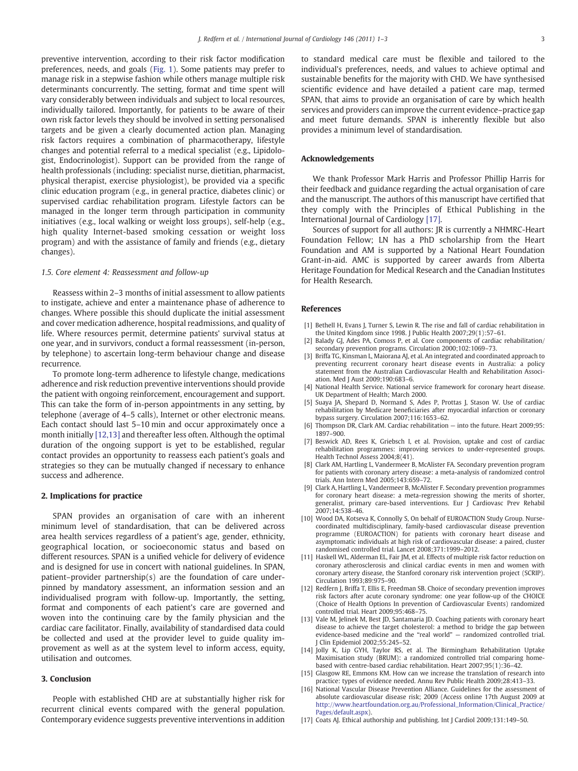preventive intervention, according to their risk factor modification preferences, needs, and goals (Fig. 1). Some patients may prefer to manage risk in a stepwise fashion while others manage multiple risk determinants concurrently. The setting, format and time spent will vary considerably between individuals and subject to local resources, individually tailored. Importantly, for patients to be aware of their own risk factor levels they should be involved in setting personalised targets and be given a clearly documented action plan. Managing risk factors requires a combination of pharmacotherapy, lifestyle changes and potential referral to a medical specialist (e.g., Lipidologist, Endocrinologist). Support can be provided from the range of health professionals (including: specialist nurse, dietitian, pharmacist, physical therapist, exercise physiologist), be provided via a specific clinic education program (e.g., in general practice, diabetes clinic) or supervised cardiac rehabilitation program. Lifestyle factors can be managed in the longer term through participation in community initiatives (e.g., local walking or weight loss groups), self-help (e.g., high quality Internet-based smoking cessation or weight loss program) and with the assistance of family and friends (e.g., dietary changes).

### 1.5. Core element 4: Reassessment and follow-up

Reassess within 2–3 months of initial assessment to allow patients to instigate, achieve and enter a maintenance phase of adherence to changes. Where possible this should duplicate the initial assessment and cover medication adherence, hospital readmissions, and quality of life. Where resources permit, determine patients' survival status at one year, and in survivors, conduct a formal reassessment (in-person, by telephone) to ascertain long-term behaviour change and disease recurrence.

To promote long-term adherence to lifestyle change, medications adherence and risk reduction preventive interventions should provide the patient with ongoing reinforcement, encouragement and support. This can take the form of in-person appointments in any setting, by telephone (average of 4–5 calls), Internet or other electronic means. Each contact should last 5–10 min and occur approximately once a month initially [12,13] and thereafter less often. Although the optimal duration of the ongoing support is yet to be established, regular contact provides an opportunity to reassess each patient's goals and strategies so they can be mutually changed if necessary to enhance success and adherence.

## 2. Implications for practice

SPAN provides an organisation of care with an inherent minimum level of standardisation, that can be delivered across area health services regardless of a patient's age, gender, ethnicity, geographical location, or socioeconomic status and based on different resources. SPAN is a unified vehicle for delivery of evidence and is designed for use in concert with national guidelines. In SPAN, patient–provider partnership(s) are the foundation of care underpinned by mandatory assessment, an information session and an individualised program with follow-up. Importantly, the setting, format and components of each patient's care are governed and woven into the continuing care by the family physician and the cardiac care facilitator. Finally, availability of standardised data could be collected and used at the provider level to guide quality improvement as well as at the system level to inform access, equity, utilisation and outcomes.

## 3. Conclusion

People with established CHD are at substantially higher risk for recurrent clinical events compared with the general population. Contemporary evidence suggests preventive interventions in addition to standard medical care must be flexible and tailored to the individual's preferences, needs, and values to achieve optimal and sustainable benefits for the majority with CHD. We have synthesised scientific evidence and have detailed a patient care map, termed SPAN, that aims to provide an organisation of care by which health services and providers can improve the current evidence–practice gap and meet future demands. SPAN is inherently flexible but also provides a minimum level of standardisation.

## Acknowledgements

We thank Professor Mark Harris and Professor Phillip Harris for their feedback and guidance regarding the actual organisation of care and the manuscript. The authors of this manuscript have certified that they comply with the Principles of Ethical Publishing in the International Journal of Cardiology [17].

Sources of support for all authors: JR is currently a NHMRC-Heart Foundation Fellow; LN has a PhD scholarship from the Heart Foundation and AM is supported by a National Heart Foundation Grant-in-aid. AMC is supported by career awards from Alberta Heritage Foundation for Medical Research and the Canadian Institutes for Health Research.

## References

[1] Bethell H, Evans J, Turner S, Lewin R. The rise and fall of cardiac rehabilitation in the United Kingdom since 1998. J Public Health 2007;29(1):57–61.

[2] Balady GJ, Ades PA, Comoss P, et al. Core components of cardiac rehabilitation/secondary prevention programs. Circulation 2000;102:1069–73.

[3] Briffa TG, Kinsman L, Maiorana AJ, et al. An integrated and coordinated approach to preventing recurrent coronary heart disease events in Australia: a policy statement from the Australian Cardiovascular Health and Rehabilitation Association. Med J Aust 2009;190:683–6.

[4] National Health Service. National service framework for coronary heart disease. UK Department of Health; March 2000.

[5] Suaya JA, Shepard D, Normand S, Ades P, Prottas J, Stason W. Use of cardiac rehabilitation by Medicare beneficiaries after myocardial infarction or coronary bypass surgery. Circulation 2007;116:1653–62.

[6] Thompson DR, Clark AM. Cardiac rehabilitation — into the future. Heart 2009;95:1897–900.

[7] Beswick AD, Rees K, Griebsch I, et al. Provision, uptake and cost of cardiac rehabilitation programmes: improving services to under-represented groups. Health Technol Assess 2004;8(41).

[8] Clark AM, Hartling L, Vandermeer B, McAlister FA. Secondary prevention program for patients with coronary artery disease: a meta-analysis of randomized control trials. Ann Intern Med 2005;143:659–72.

[9] Clark A, Hartling L, Vandermeer B, McAlister F. Secondary prevention programmes for coronary heart disease: a meta-regression showing the merits of shorter, generalist, primary care-based interventions. Eur J Cardiovasc Prev Rehabil 2007;14:538–46.

[10] Wood DA, Kotseva K, Connolly S, On behalf of EUROACTION Study Group. Nurse-coordinated multidisciplinary, family-based cardiovascular disease prevention programme (EUROACTION) for patients with coronary heart disease and asymptomatic individuals at high risk of cardiovascular disease: a paired, cluster randomised controlled trial. Lancet 2008;371:1999–2012.

[11] Haskell WL, Alderman EL, Fair JM, et al. Effects of multiple risk factor reduction on coronary atherosclerosis and clinical cardiac events in men and women with coronary artery disease, the Stanford coronary risk intervention project (SCRIP). Circulation 1993;89:975–90.

[12] Redfern J, Briffa T, Ellis E, Freedman SB. Choice of secondary prevention improves risk factors after acute coronary syndrome: one year follow-up of the CHOICE (Choice of Health Options In prevention of Cardiovascular Events) randomized controlled trial. Heart 2009;95:468–75.

[13] Vale M, Jelinek M, Best JD, Santamaria JD. Coaching patients with coronary heart disease to achieve the target cholesterol: a method to bridge the gap between evidence-based medicine and the "real world" — randomized controlled trial. J Clin Epidemiol 2002;55:245–52.

[14] Jolly K, Lip GYH, Taylor RS, et al. The Birmingham Rehabilitation Uptake Maximisation study (BRUM): a randomized controlled trial comparing home-based with centre-based cardiac rehabilitation. Heart 2007;95(1):36–42.

[15] Glasgow RE, Emmons KM. How can we increase the translation of research into practice: types of evidence needed. Annu Rev Public Health 2009;28:413–33.

[16] National Vascular Disease Prevention Alliance. Guidelines for the assessment of absolute cardiovascular disease risk; 2009 (Access online 17th August 2009 at http://www.heartfoundation.org.au/Professional_Information/Clinical_Practice/Pages/default.aspx).

[17] Coats AJ. Ethical authorship and publishing. Int J Cardiol 2009;131:149–50.